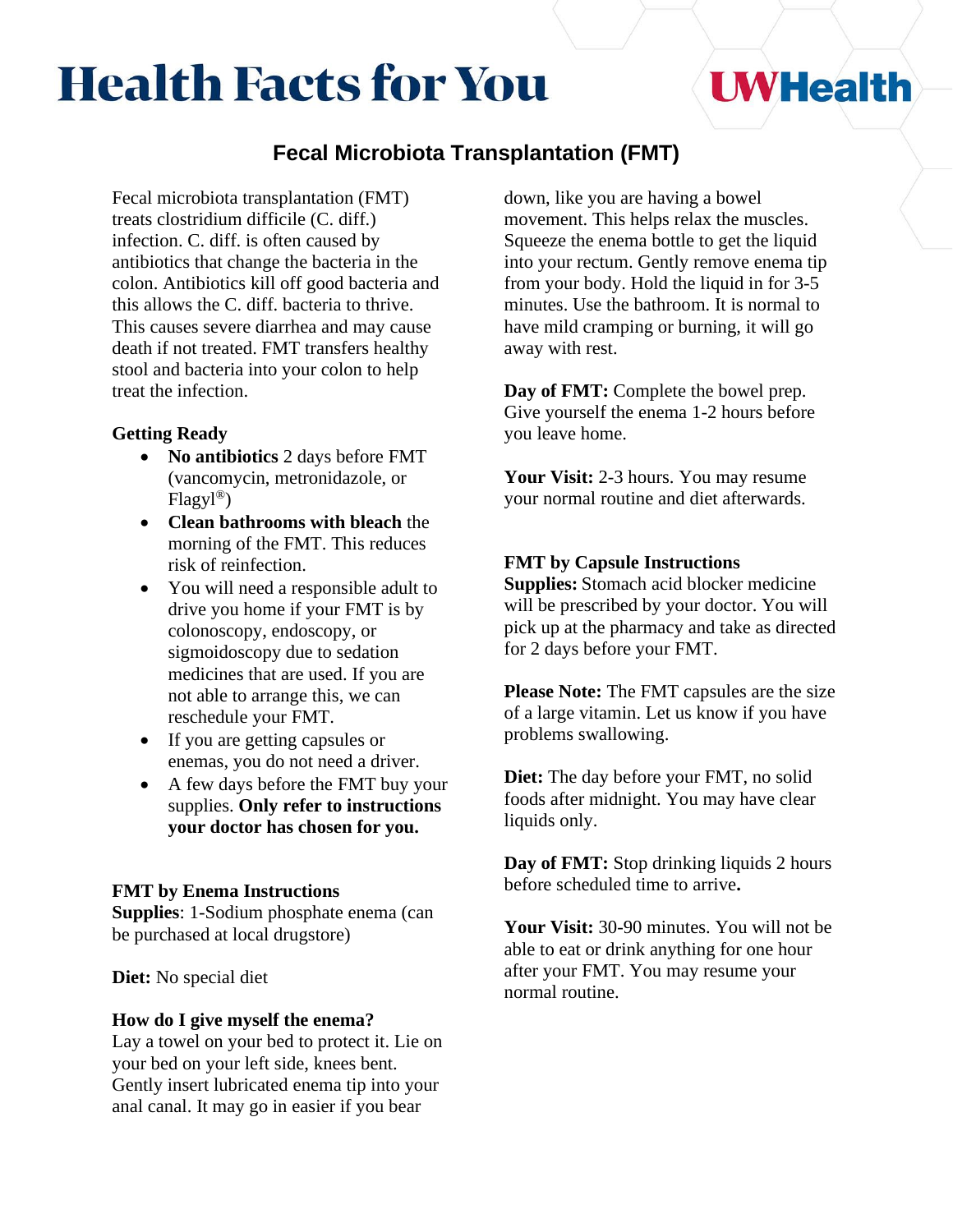# Health Facts for You

UW Health

## Fecal Microbiota Transplantation (FMT)

Fecal microbiota transplantation (FMT) treats clostridium difficile (C. diff.) infection. C. diff. is often caused by antibiotics that change the bacteria in the colon. Antibiotics kill off good bacteria and this allows the C. diff. bacteria to thrive. This causes severe diarrhea and may cause death if not treated. FMT transfers healthy stool and bacteria into your colon to help treat the infection.

### Getting Ready

- **No antibiotics** 2 days before FMT (vancomycin, metronidazole, or Flagyl®)
- **Clean bathrooms with bleach** the morning of the FMT. This reduces risk of reinfection.
- You will need a responsible adult to drive you home if your FMT is by colonoscopy, endoscopy, or sigmoidoscopy due to sedation medicines that are used. If you are not able to arrange this, we can reschedule your FMT.
- If you are getting capsules or enemas, you do not need a driver.
- A few days before the FMT buy your supplies. **Only refer to instructions your doctor has chosen for you.**

### FMT by Enema Instructions

**Supplies**: 1-Sodium phosphate enema (can be purchased at local drugstore)

**Diet:** No special diet

**How do I give myself the enema?**
Lay a towel on your bed to protect it. Lie on your bed on your left side, knees bent. Gently insert lubricated enema tip into your anal canal. It may go in easier if you bear down, like you are having a bowel movement. This helps relax the muscles. Squeeze the enema bottle to get the liquid into your rectum. Gently remove enema tip from your body. Hold the liquid in for 3-5 minutes. Use the bathroom. It is normal to have mild cramping or burning, it will go away with rest.

**Day of FMT:** Complete the bowel prep. Give yourself the enema 1-2 hours before you leave home.

**Your Visit:** 2-3 hours. You may resume your normal routine and diet afterwards.

### FMT by Capsule Instructions

**Supplies:** Stomach acid blocker medicine will be prescribed by your doctor. You will pick up at the pharmacy and take as directed for 2 days before your FMT.

**Please Note:** The FMT capsules are the size of a large vitamin. Let us know if you have problems swallowing.

**Diet:** The day before your FMT, no solid foods after midnight. You may have clear liquids only.

**Day of FMT:** Stop drinking liquids 2 hours before scheduled time to arrive**.**

**Your Visit:** 30-90 minutes. You will not be able to eat or drink anything for one hour after your FMT. You may resume your normal routine.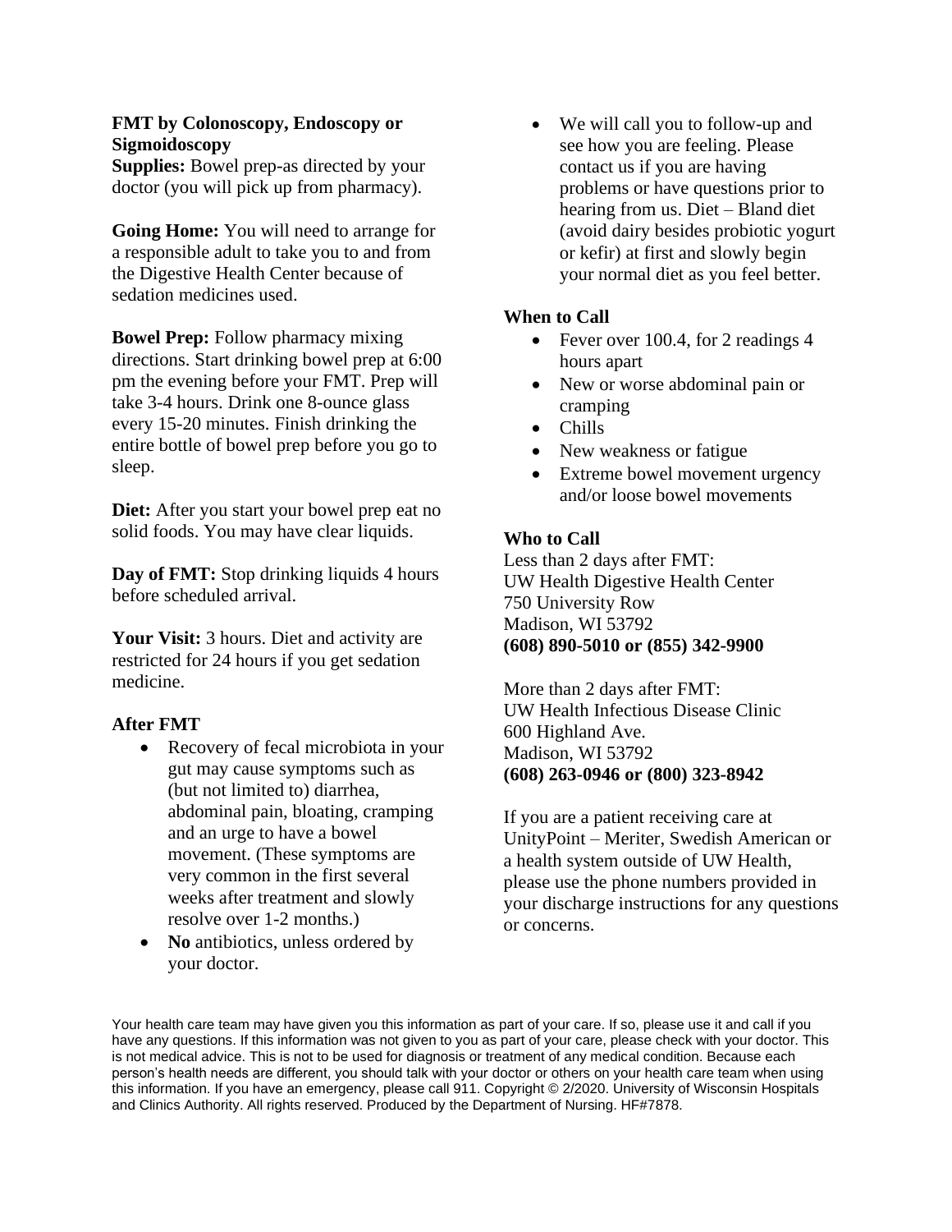**FMT by Colonoscopy, Endoscopy or Sigmoidoscopy**

**Supplies:** Bowel prep-as directed by your doctor (you will pick up from pharmacy).

**Going Home:** You will need to arrange for a responsible adult to take you to and from the Digestive Health Center because of sedation medicines used.

**Bowel Prep:** Follow pharmacy mixing directions. Start drinking bowel prep at 6:00 pm the evening before your FMT. Prep will take 3-4 hours. Drink one 8-ounce glass every 15-20 minutes. Finish drinking the entire bottle of bowel prep before you go to sleep.

**Diet:** After you start your bowel prep eat no solid foods. You may have clear liquids.

**Day of FMT:** Stop drinking liquids 4 hours before scheduled arrival.

**Your Visit:** 3 hours. Diet and activity are restricted for 24 hours if you get sedation medicine.

### After FMT

- Recovery of fecal microbiota in your gut may cause symptoms such as (but not limited to) diarrhea, abdominal pain, bloating, cramping and an urge to have a bowel movement. (These symptoms are very common in the first several weeks after treatment and slowly resolve over 1-2 months.)
- **No** antibiotics, unless ordered by your doctor.
- We will call you to follow-up and see how you are feeling. Please contact us if you are having problems or have questions prior to hearing from us. Diet – Bland diet (avoid dairy besides probiotic yogurt or kefir) at first and slowly begin your normal diet as you feel better.

### When to Call

- Fever over 100.4, for 2 readings 4 hours apart
- New or worse abdominal pain or cramping
- Chills
- New weakness or fatigue
- Extreme bowel movement urgency and/or loose bowel movements

### Who to Call

Less than 2 days after FMT:
UW Health Digestive Health Center
750 University Row
Madison, WI 53792
**(608) 890-5010 or (855) 342-9900**

More than 2 days after FMT:
UW Health Infectious Disease Clinic
600 Highland Ave.
Madison, WI 53792
**(608) 263-0946 or (800) 323-8942**

If you are a patient receiving care at UnityPoint – Meriter, Swedish American or a health system outside of UW Health, please use the phone numbers provided in your discharge instructions for any questions or concerns.

Your health care team may have given you this information as part of your care. If so, please use it and call if you have any questions. If this information was not given to you as part of your care, please check with your doctor. This is not medical advice. This is not to be used for diagnosis or treatment of any medical condition. Because each person's health needs are different, you should talk with your doctor or others on your health care team when using this information. If you have an emergency, please call 911. Copyright © 2/2020. University of Wisconsin Hospitals and Clinics Authority. All rights reserved. Produced by the Department of Nursing. HF#7878.